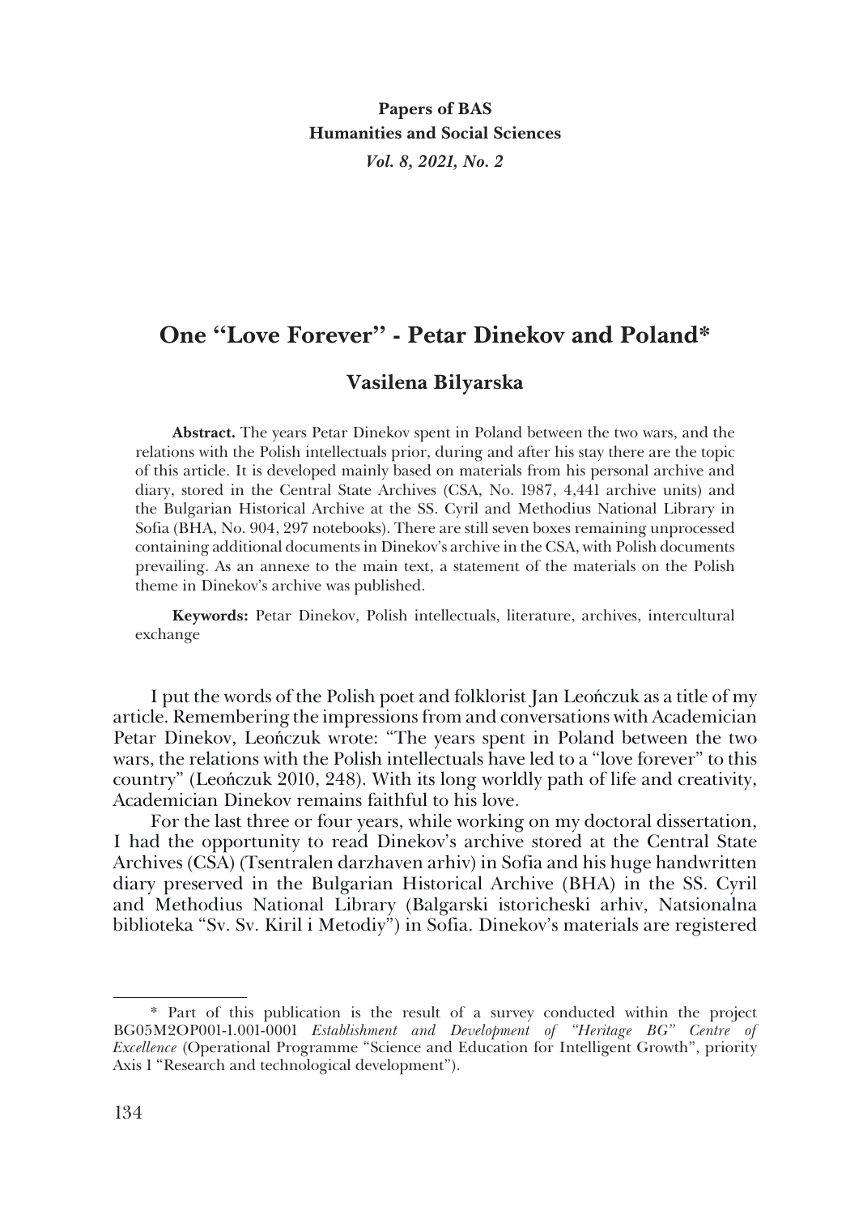**Papers of BAS**
**Humanities and Social Sciences**
*Vol. 8, 2021, No. 2*

# One "Love Forever" - Petar Dinekov and Poland*

## Vasilena Bilyarska

**Abstract.** The years Petar Dinekov spent in Poland between the two wars, and the relations with the Polish intellectuals prior, during and after his stay there are the topic of this article. It is developed mainly based on materials from his personal archive and diary, stored in the Central State Archives (CSA, No. 1987, 4,441 archive units) and the Bulgarian Historical Archive at the SS. Cyril and Methodius National Library in Sofia (BHA, No. 904, 297 notebooks). There are still seven boxes remaining unprocessed containing additional documents in Dinekov's archive in the CSA, with Polish documents prevailing. As an annexe to the main text, a statement of the materials on the Polish theme in Dinekov's archive was published.

**Keywords:** Petar Dinekov, Polish intellectuals, literature, archives, intercultural exchange

I put the words of the Polish poet and folklorist Jan Leończuk as a title of my article. Remembering the impressions from and conversations with Academician Petar Dinekov, Leończuk wrote: "The years spent in Poland between the two wars, the relations with the Polish intellectuals have led to a "love forever" to this country" (Leończuk 2010, 248). With its long worldly path of life and creativity, Academician Dinekov remains faithful to his love.

For the last three or four years, while working on my doctoral dissertation, I had the opportunity to read Dinekov's archive stored at the Central State Archives (CSA) (Tsentralen darzhaven arhiv) in Sofia and his huge handwritten diary preserved in the Bulgarian Historical Archive (BHA) in the SS. Cyril and Methodius National Library (Balgarski istoricheski arhiv, Natsionalna biblioteka "Sv. Sv. Kiril i Metodiy") in Sofia. Dinekov's materials are registered

---

\* Part of this publication is the result of a survey conducted within the project BG05M2OP001-1.001-0001 *Establishment and Development of "Heritage BG" Centre of Excellence* (Operational Programme "Science and Education for Intelligent Growth", priority Axis 1 "Research and technological development").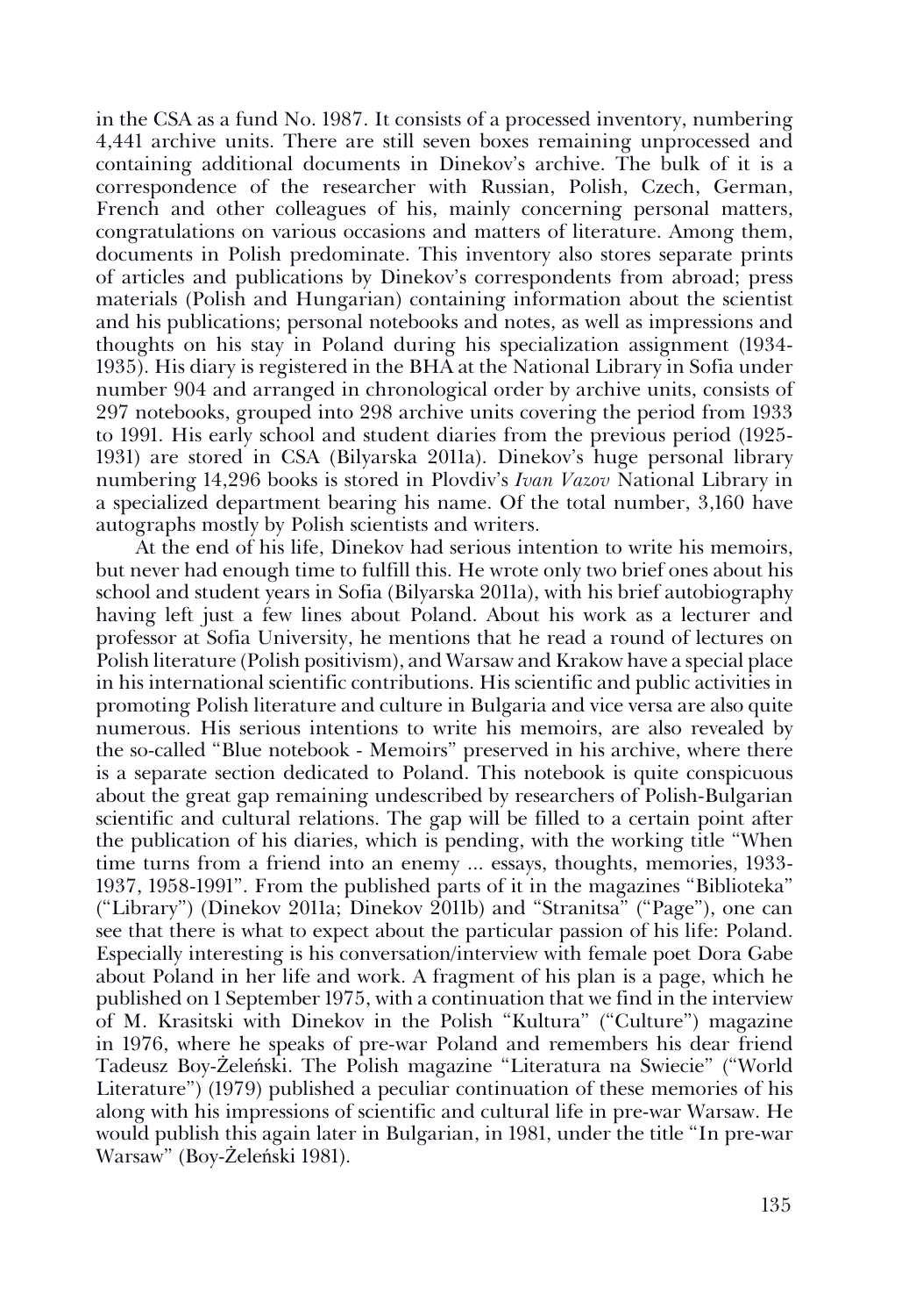in the CSA as a fund No. 1987. It consists of a processed inventory, numbering 4,441 archive units. There are still seven boxes remaining unprocessed and containing additional documents in Dinekov's archive. The bulk of it is a correspondence of the researcher with Russian, Polish, Czech, German, French and other colleagues of his, mainly concerning personal matters, congratulations on various occasions and matters of literature. Among them, documents in Polish predominate. This inventory also stores separate prints of articles and publications by Dinekov's correspondents from abroad; press materials (Polish and Hungarian) containing information about the scientist and his publications; personal notebooks and notes, as well as impressions and thoughts on his stay in Poland during his specialization assignment (1934-1935). His diary is registered in the BHA at the National Library in Sofia under number 904 and arranged in chronological order by archive units, consists of 297 notebooks, grouped into 298 archive units covering the period from 1933 to 1991. His early school and student diaries from the previous period (1925-1931) are stored in CSA (Bilyarska 2011a). Dinekov's huge personal library numbering 14,296 books is stored in Plovdiv's *Ivan Vazov* National Library in a specialized department bearing his name. Of the total number, 3,160 have autographs mostly by Polish scientists and writers.

At the end of his life, Dinekov had serious intention to write his memoirs, but never had enough time to fulfill this. He wrote only two brief ones about his school and student years in Sofia (Bilyarska 2011a), with his brief autobiography having left just a few lines about Poland. About his work as a lecturer and professor at Sofia University, he mentions that he read a round of lectures on Polish literature (Polish positivism), and Warsaw and Krakow have a special place in his international scientific contributions. His scientific and public activities in promoting Polish literature and culture in Bulgaria and vice versa are also quite numerous. His serious intentions to write his memoirs, are also revealed by the so-called "Blue notebook - Memoirs" preserved in his archive, where there is a separate section dedicated to Poland. This notebook is quite conspicuous about the great gap remaining undescribed by researchers of Polish-Bulgarian scientific and cultural relations. The gap will be filled to a certain point after the publication of his diaries, which is pending, with the working title "When time turns from a friend into an enemy ... essays, thoughts, memories, 1933-1937, 1958-1991". From the published parts of it in the magazines "Biblioteka" ("Library") (Dinekov 2011a; Dinekov 2011b) and "Stranitsa" ("Page"), one can see that there is what to expect about the particular passion of his life: Poland. Especially interesting is his conversation/interview with female poet Dora Gabe about Poland in her life and work. A fragment of his plan is a page, which he published on 1 September 1975, with a continuation that we find in the interview of M. Krasitski with Dinekov in the Polish "Kultura" ("Culture") magazine in 1976, where he speaks of pre-war Poland and remembers his dear friend Tadeusz Boy-Żeleński. The Polish magazine "Literatura na Swiecie" ("World Literature") (1979) published a peculiar continuation of these memories of his along with his impressions of scientific and cultural life in pre-war Warsaw. He would publish this again later in Bulgarian, in 1981, under the title "In pre-war Warsaw" (Boy-Żeleński 1981).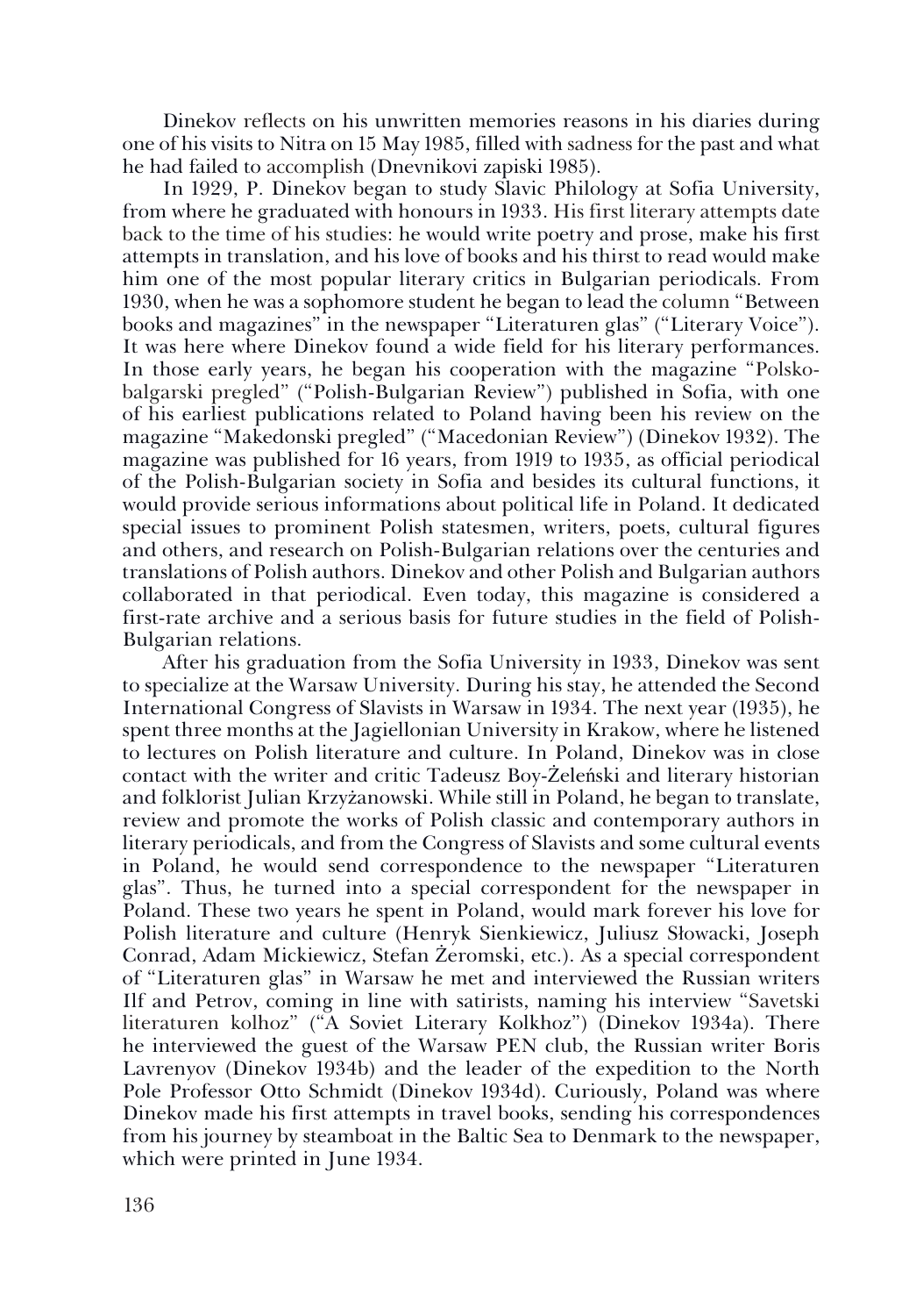Dinekov reflects on his unwritten memories reasons in his diaries during one of his visits to Nitra on 15 May 1985, filled with sadness for the past and what he had failed to accomplish (Dnevnikovi zapiski 1985).

In 1929, P. Dinekov began to study Slavic Philology at Sofia University, from where he graduated with honours in 1933. His first literary attempts date back to the time of his studies: he would write poetry and prose, make his first attempts in translation, and his love of books and his thirst to read would make him one of the most popular literary critics in Bulgarian periodicals. From 1930, when he was a sophomore student he began to lead the column "Between books and magazines" in the newspaper "Literaturen glas" ("Literary Voice"). It was here where Dinekov found a wide field for his literary performances. In those early years, he began his cooperation with the magazine "Polsko-balgarski pregled" ("Polish-Bulgarian Review") published in Sofia, with one of his earliest publications related to Poland having been his review on the magazine "Makedonski pregled" ("Macedonian Review") (Dinekov 1932). The magazine was published for 16 years, from 1919 to 1935, as official periodical of the Polish-Bulgarian society in Sofia and besides its cultural functions, it would provide serious informations about political life in Poland. It dedicated special issues to prominent Polish statesmen, writers, poets, cultural figures and others, and research on Polish-Bulgarian relations over the centuries and translations of Polish authors. Dinekov and other Polish and Bulgarian authors collaborated in that periodical. Even today, this magazine is considered a first-rate archive and a serious basis for future studies in the field of Polish-Bulgarian relations.

After his graduation from the Sofia University in 1933, Dinekov was sent to specialize at the Warsaw University. During his stay, he attended the Second International Congress of Slavists in Warsaw in 1934. The next year (1935), he spent three months at the Jagiellonian University in Krakow, where he listened to lectures on Polish literature and culture. In Poland, Dinekov was in close contact with the writer and critic Tadeusz Boy-Żeleński and literary historian and folklorist Julian Krzyżanowski. While still in Poland, he began to translate, review and promote the works of Polish classic and contemporary authors in literary periodicals, and from the Congress of Slavists and some cultural events in Poland, he would send correspondence to the newspaper "Literaturen glas". Thus, he turned into a special correspondent for the newspaper in Poland. These two years he spent in Poland, would mark forever his love for Polish literature and culture (Henryk Sienkiewicz, Juliusz Słowacki, Joseph Conrad, Adam Mickiewicz, Stefan Żeromski, etc.). As a special correspondent of "Literaturen glas" in Warsaw he met and interviewed the Russian writers Ilf and Petrov, coming in line with satirists, naming his interview "Savetski literaturen kolhoz" ("A Soviet Literary Kolkhoz") (Dinekov 1934a). There he interviewed the guest of the Warsaw PEN club, the Russian writer Boris Lavrenyov (Dinekov 1934b) and the leader of the expedition to the North Pole Professor Otto Schmidt (Dinekov 1934d). Curiously, Poland was where Dinekov made his first attempts in travel books, sending his correspondences from his journey by steamboat in the Baltic Sea to Denmark to the newspaper, which were printed in June 1934.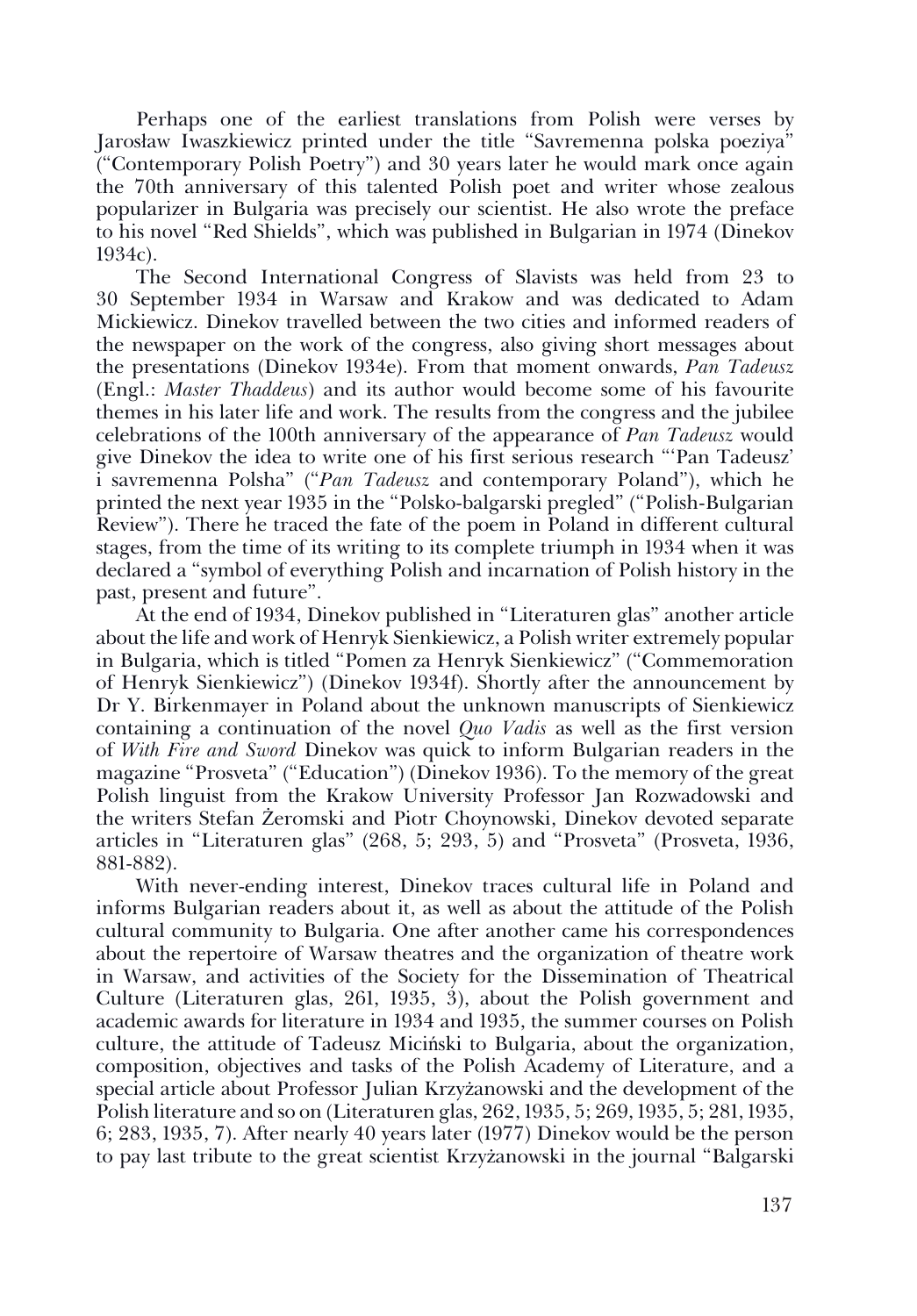Perhaps one of the earliest translations from Polish were verses by Jarosław Iwaszkiewicz printed under the title "Savremenna polska poeziya" ("Contemporary Polish Poetry") and 30 years later he would mark once again the 70th anniversary of this talented Polish poet and writer whose zealous popularizer in Bulgaria was precisely our scientist. He also wrote the preface to his novel "Red Shields", which was published in Bulgarian in 1974 (Dinekov 1934c).

The Second International Congress of Slavists was held from 23 to 30 September 1934 in Warsaw and Krakow and was dedicated to Adam Mickiewicz. Dinekov travelled between the two cities and informed readers of the newspaper on the work of the congress, also giving short messages about the presentations (Dinekov 1934e). From that moment onwards, *Pan Tadeusz* (Engl.: *Master Thaddeus*) and its author would become some of his favourite themes in his later life and work. The results from the congress and the jubilee celebrations of the 100th anniversary of the appearance of *Pan Tadeusz* would give Dinekov the idea to write one of his first serious research "'Pan Tadeusz' i savremenna Polsha" ("*Pan Tadeusz* and contemporary Poland"), which he printed the next year 1935 in the "Polsko-balgarski pregled" ("Polish-Bulgarian Review"). There he traced the fate of the poem in Poland in different cultural stages, from the time of its writing to its complete triumph in 1934 when it was declared a "symbol of everything Polish and incarnation of Polish history in the past, present and future".

At the end of 1934, Dinekov published in "Literaturen glas" another article about the life and work of Henryk Sienkiewicz, a Polish writer extremely popular in Bulgaria, which is titled "Pomen za Henryk Sienkiewicz" ("Commemoration of Henryk Sienkiewicz") (Dinekov 1934f). Shortly after the announcement by Dr Y. Birkenmayer in Poland about the unknown manuscripts of Sienkiewicz containing a continuation of the novel *Quo Vadis* as well as the first version of *With Fire and Sword* Dinekov was quick to inform Bulgarian readers in the magazine "Prosveta" ("Education") (Dinekov 1936). To the memory of the great Polish linguist from the Krakow University Professor Jan Rozwadowski and the writers Stefan Żeromski and Piotr Choynowski, Dinekov devoted separate articles in "Literaturen glas" (268, 5; 293, 5) and "Prosveta" (Prosveta, 1936, 881-882).

With never-ending interest, Dinekov traces cultural life in Poland and informs Bulgarian readers about it, as well as about the attitude of the Polish cultural community to Bulgaria. One after another came his correspondences about the repertoire of Warsaw theatres and the organization of theatre work in Warsaw, and activities of the Society for the Dissemination of Theatrical Culture (Literaturen glas, 261, 1935, 3), about the Polish government and academic awards for literature in 1934 and 1935, the summer courses on Polish culture, the attitude of Tadeusz Miciński to Bulgaria, about the organization, composition, objectives and tasks of the Polish Academy of Literature, and a special article about Professor Julian Krzyżanowski and the development of the Polish literature and so on (Literaturen glas, 262, 1935, 5; 269, 1935, 5; 281, 1935, 6; 283, 1935, 7). After nearly 40 years later (1977) Dinekov would be the person to pay last tribute to the great scientist Krzyżanowski in the journal "Balgarski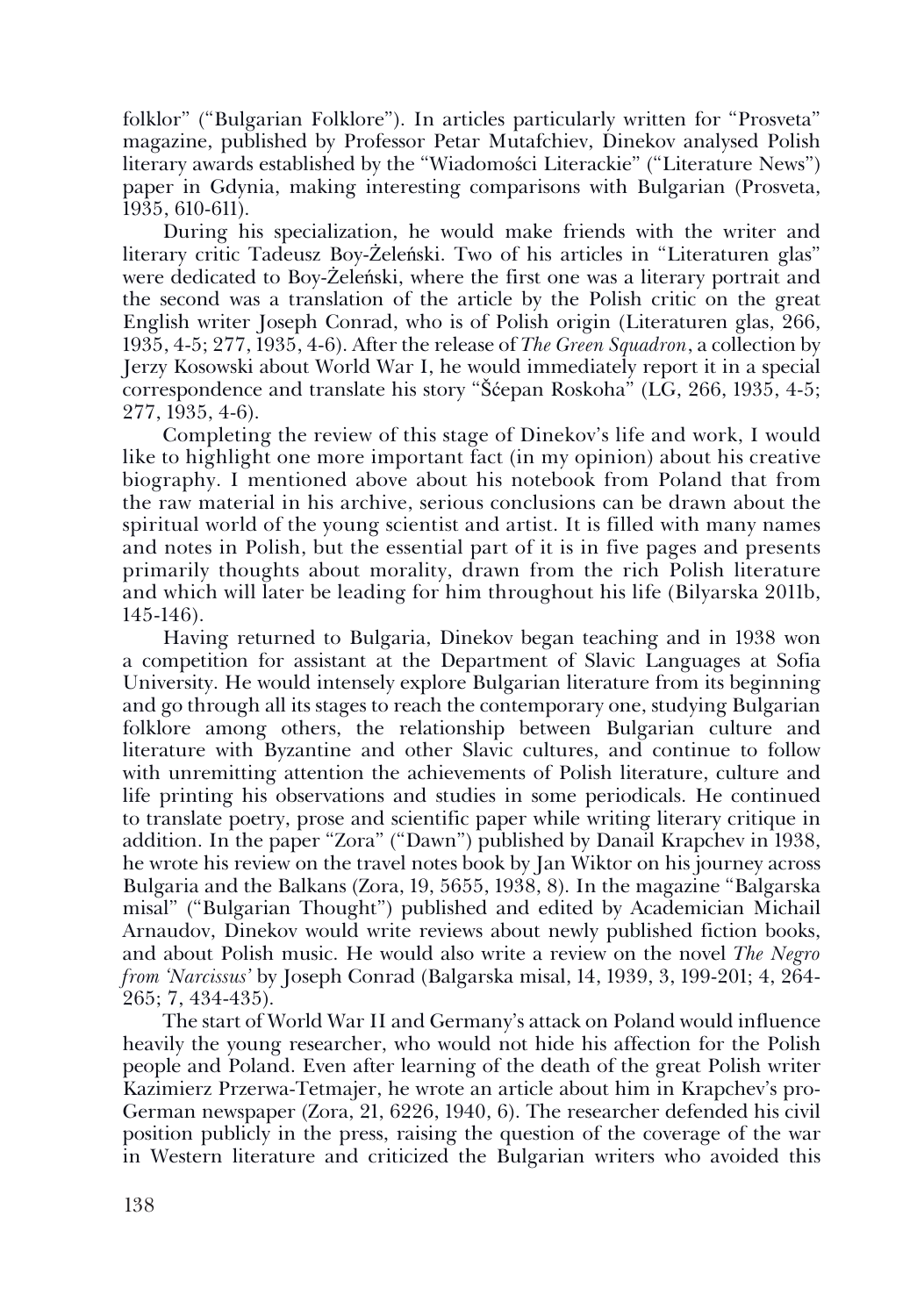folklor" ("Bulgarian Folklore"). In articles particularly written for "Prosveta" magazine, published by Professor Petar Mutafchiev, Dinekov analysed Polish literary awards established by the "Wiadomości Literackie" ("Literature News") paper in Gdynia, making interesting comparisons with Bulgarian (Prosveta, 1935, 610-611).

During his specialization, he would make friends with the writer and literary critic Tadeusz Boy-Żeleński. Two of his articles in "Literaturen glas" were dedicated to Boy-Żeleński, where the first one was a literary portrait and the second was a translation of the article by the Polish critic on the great English writer Joseph Conrad, who is of Polish origin (Literaturen glas, 266, 1935, 4-5; 277, 1935, 4-6). After the release of *The Green Squadron*, a collection by Jerzy Kosowski about World War I, he would immediately report it in a special correspondence and translate his story "Šćepan Roskoha" (LG, 266, 1935, 4-5; 277, 1935, 4-6).

Completing the review of this stage of Dinekov's life and work, I would like to highlight one more important fact (in my opinion) about his creative biography. I mentioned above about his notebook from Poland that from the raw material in his archive, serious conclusions can be drawn about the spiritual world of the young scientist and artist. It is filled with many names and notes in Polish, but the essential part of it is in five pages and presents primarily thoughts about morality, drawn from the rich Polish literature and which will later be leading for him throughout his life (Bilyarska 2011b, 145-146).

Having returned to Bulgaria, Dinekov began teaching and in 1938 won a competition for assistant at the Department of Slavic Languages at Sofia University. He would intensely explore Bulgarian literature from its beginning and go through all its stages to reach the contemporary one, studying Bulgarian folklore among others, the relationship between Bulgarian culture and literature with Byzantine and other Slavic cultures, and continue to follow with unremitting attention the achievements of Polish literature, culture and life printing his observations and studies in some periodicals. He continued to translate poetry, prose and scientific paper while writing literary critique in addition. In the paper "Zora" ("Dawn") published by Danail Krapchev in 1938, he wrote his review on the travel notes book by Jan Wiktor on his journey across Bulgaria and the Balkans (Zora, 19, 5655, 1938, 8). In the magazine "Balgarska misal" ("Bulgarian Thought") published and edited by Academician Michail Arnaudov, Dinekov would write reviews about newly published fiction books, and about Polish music. He would also write a review on the novel *The Negro from 'Narcissus'* by Joseph Conrad (Balgarska misal, 14, 1939, 3, 199-201; 4, 264-265; 7, 434-435).

The start of World War II and Germany's attack on Poland would influence heavily the young researcher, who would not hide his affection for the Polish people and Poland. Even after learning of the death of the great Polish writer Kazimierz Przerwa-Tetmajer, he wrote an article about him in Krapchev's pro-German newspaper (Zora, 21, 6226, 1940, 6). The researcher defended his civil position publicly in the press, raising the question of the coverage of the war in Western literature and criticized the Bulgarian writers who avoided this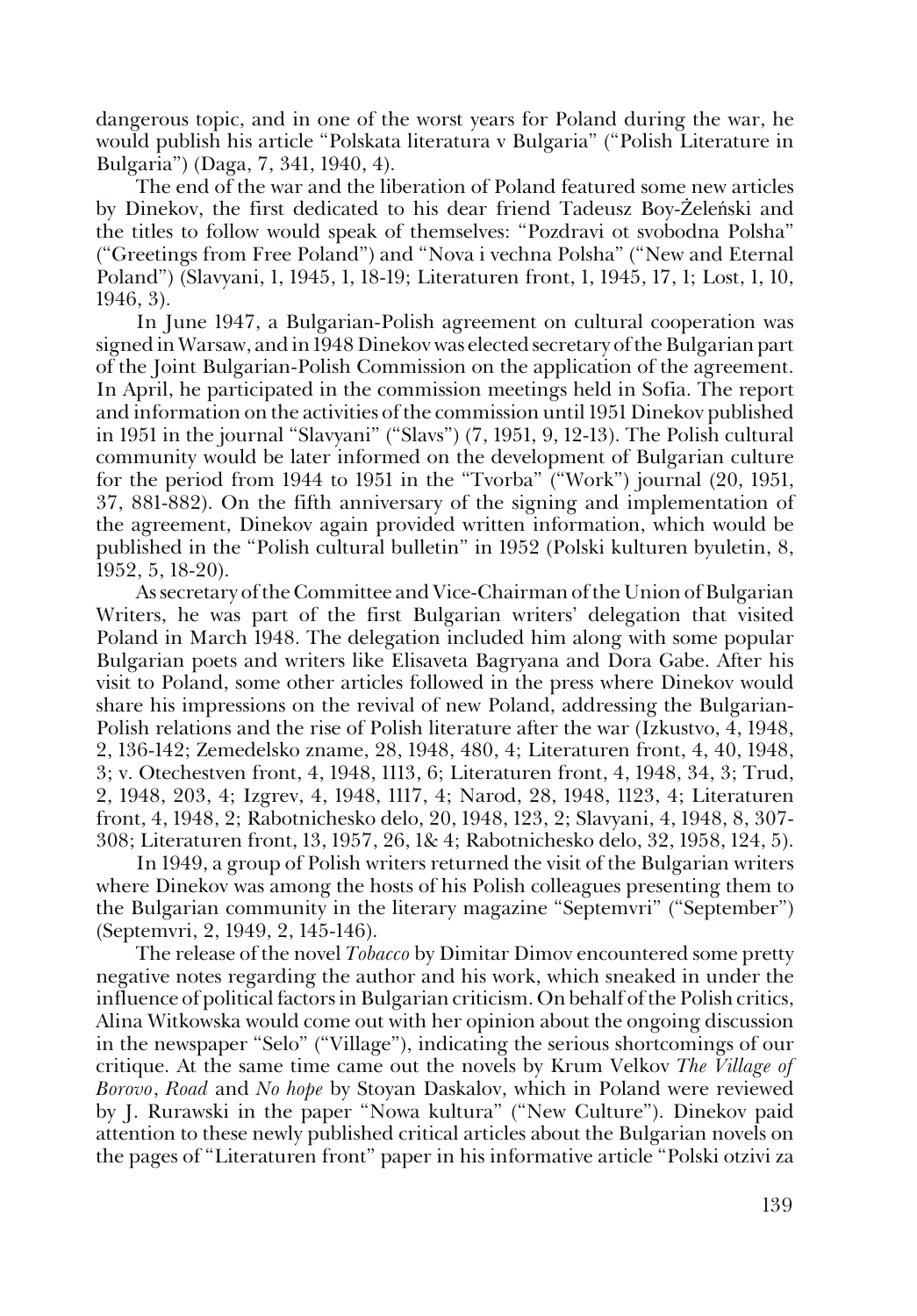dangerous topic, and in one of the worst years for Poland during the war, he would publish his article "Polskata literatura v Bulgaria" ("Polish Literature in Bulgaria") (Daga, 7, 341, 1940, 4).

The end of the war and the liberation of Poland featured some new articles by Dinekov, the first dedicated to his dear friend Tadeusz Boy-Żeleński and the titles to follow would speak of themselves: "Pozdravi ot svobodna Polsha" ("Greetings from Free Poland") and "Nova i vechna Polsha" ("New and Eternal Poland") (Slavyani, 1, 1945, 1, 18-19; Literaturen front, 1, 1945, 17, 1; Lost, 1, 10, 1946, 3).

In June 1947, a Bulgarian-Polish agreement on cultural cooperation was signed in Warsaw, and in 1948 Dinekov was elected secretary of the Bulgarian part of the Joint Bulgarian-Polish Commission on the application of the agreement. In April, he participated in the commission meetings held in Sofia. The report and information on the activities of the commission until 1951 Dinekov published in 1951 in the journal "Slavyani" ("Slavs") (7, 1951, 9, 12-13). The Polish cultural community would be later informed on the development of Bulgarian culture for the period from 1944 to 1951 in the "Tvorba" ("Work") journal (20, 1951, 37, 881-882). On the fifth anniversary of the signing and implementation of the agreement, Dinekov again provided written information, which would be published in the "Polish cultural bulletin" in 1952 (Polski kulturen byuletin, 8, 1952, 5, 18-20).

As secretary of the Committee and Vice-Chairman of the Union of Bulgarian Writers, he was part of the first Bulgarian writers' delegation that visited Poland in March 1948. The delegation included him along with some popular Bulgarian poets and writers like Elisaveta Bagryana and Dora Gabe. After his visit to Poland, some other articles followed in the press where Dinekov would share his impressions on the revival of new Poland, addressing the Bulgarian-Polish relations and the rise of Polish literature after the war (Izkustvo, 4, 1948, 2, 136-142; Zemedelsko zname, 28, 1948, 480, 4; Literaturen front, 4, 40, 1948, 3; v. Otechestven front, 4, 1948, 1113, 6; Literaturen front, 4, 1948, 34, 3; Trud, 2, 1948, 203, 4; Izgrev, 4, 1948, 1117, 4; Narod, 28, 1948, 1123, 4; Literaturen front, 4, 1948, 2; Rabotnichesko delo, 20, 1948, 123, 2; Slavyani, 4, 1948, 8, 307-308; Literaturen front, 13, 1957, 26, 1& 4; Rabotnichesko delo, 32, 1958, 124, 5).

In 1949, a group of Polish writers returned the visit of the Bulgarian writers where Dinekov was among the hosts of his Polish colleagues presenting them to the Bulgarian community in the literary magazine "Septemvri" ("September") (Septemvri, 2, 1949, 2, 145-146).

The release of the novel *Tobacco* by Dimitar Dimov encountered some pretty negative notes regarding the author and his work, which sneaked in under the influence of political factors in Bulgarian criticism. On behalf of the Polish critics, Alina Witkowska would come out with her opinion about the ongoing discussion in the newspaper "Selo" ("Village"), indicating the serious shortcomings of our critique. At the same time came out the novels by Krum Velkov *The Village of Borovo*, *Road* and *No hope* by Stoyan Daskalov, which in Poland were reviewed by J. Rurawski in the paper "Nowa kultura" ("New Culture"). Dinekov paid attention to these newly published critical articles about the Bulgarian novels on the pages of "Literaturen front" paper in his informative article "Polski otzivi za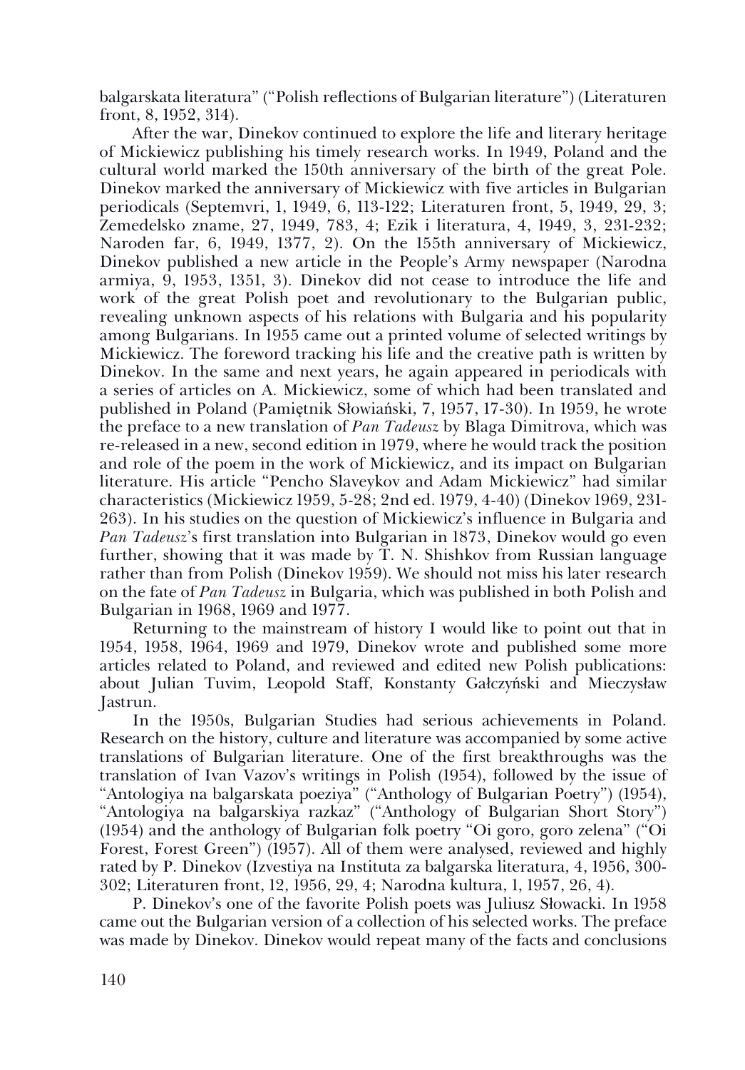balgarskata literatura" ("Polish reflections of Bulgarian literature") (Literaturen front, 8, 1952, 314).

After the war, Dinekov continued to explore the life and literary heritage of Mickiewicz publishing his timely research works. In 1949, Poland and the cultural world marked the 150th anniversary of the birth of the great Pole. Dinekov marked the anniversary of Mickiewicz with five articles in Bulgarian periodicals (Septemvri, 1, 1949, 6, 113-122; Literaturen front, 5, 1949, 29, 3; Zemedelsko zname, 27, 1949, 783, 4; Ezik i literatura, 4, 1949, 3, 231-232; Naroden far, 6, 1949, 1377, 2). On the 155th anniversary of Mickiewicz, Dinekov published a new article in the People's Army newspaper (Narodna armiya, 9, 1953, 1351, 3). Dinekov did not cease to introduce the life and work of the great Polish poet and revolutionary to the Bulgarian public, revealing unknown aspects of his relations with Bulgaria and his popularity among Bulgarians. In 1955 came out a printed volume of selected writings by Mickiewicz. The foreword tracking his life and the creative path is written by Dinekov. In the same and next years, he again appeared in periodicals with a series of articles on A. Mickiewicz, some of which had been translated and published in Poland (Pamiętnik Słowiański, 7, 1957, 17-30). In 1959, he wrote the preface to a new translation of *Pan Tadeusz* by Blaga Dimitrova, which was re-released in a new, second edition in 1979, where he would track the position and role of the poem in the work of Mickiewicz, and its impact on Bulgarian literature. His article "Pencho Slaveykov and Adam Mickiewicz" had similar characteristics (Mickiewicz 1959, 5-28; 2nd ed. 1979, 4-40) (Dinekov 1969, 231-263). In his studies on the question of Mickiewicz's influence in Bulgaria and *Pan Tadeusz*'s first translation into Bulgarian in 1873, Dinekov would go even further, showing that it was made by T. N. Shishkov from Russian language rather than from Polish (Dinekov 1959). We should not miss his later research on the fate of *Pan Tadeusz* in Bulgaria, which was published in both Polish and Bulgarian in 1968, 1969 and 1977.

Returning to the mainstream of history I would like to point out that in 1954, 1958, 1964, 1969 and 1979, Dinekov wrote and published some more articles related to Poland, and reviewed and edited new Polish publications: about Julian Tuvim, Leopold Staff, Konstanty Gałczyński and Mieczysław Jastrun.

In the 1950s, Bulgarian Studies had serious achievements in Poland. Research on the history, culture and literature was accompanied by some active translations of Bulgarian literature. One of the first breakthroughs was the translation of Ivan Vazov's writings in Polish (1954), followed by the issue of "Antologiya na balgarskata poeziya" ("Anthology of Bulgarian Poetry") (1954), "Antologiya na balgarskiya razkaz" ("Anthology of Bulgarian Short Story") (1954) and the anthology of Bulgarian folk poetry "Oi goro, goro zelena" ("Oi Forest, Forest Green") (1957). All of them were analysed, reviewed and highly rated by P. Dinekov (Izvestiya na Instituta za balgarska literatura, 4, 1956, 300-302; Literaturen front, 12, 1956, 29, 4; Narodna kultura, 1, 1957, 26, 4).

P. Dinekov's one of the favorite Polish poets was Juliusz Słowacki. In 1958 came out the Bulgarian version of a collection of his selected works. The preface was made by Dinekov. Dinekov would repeat many of the facts and conclusions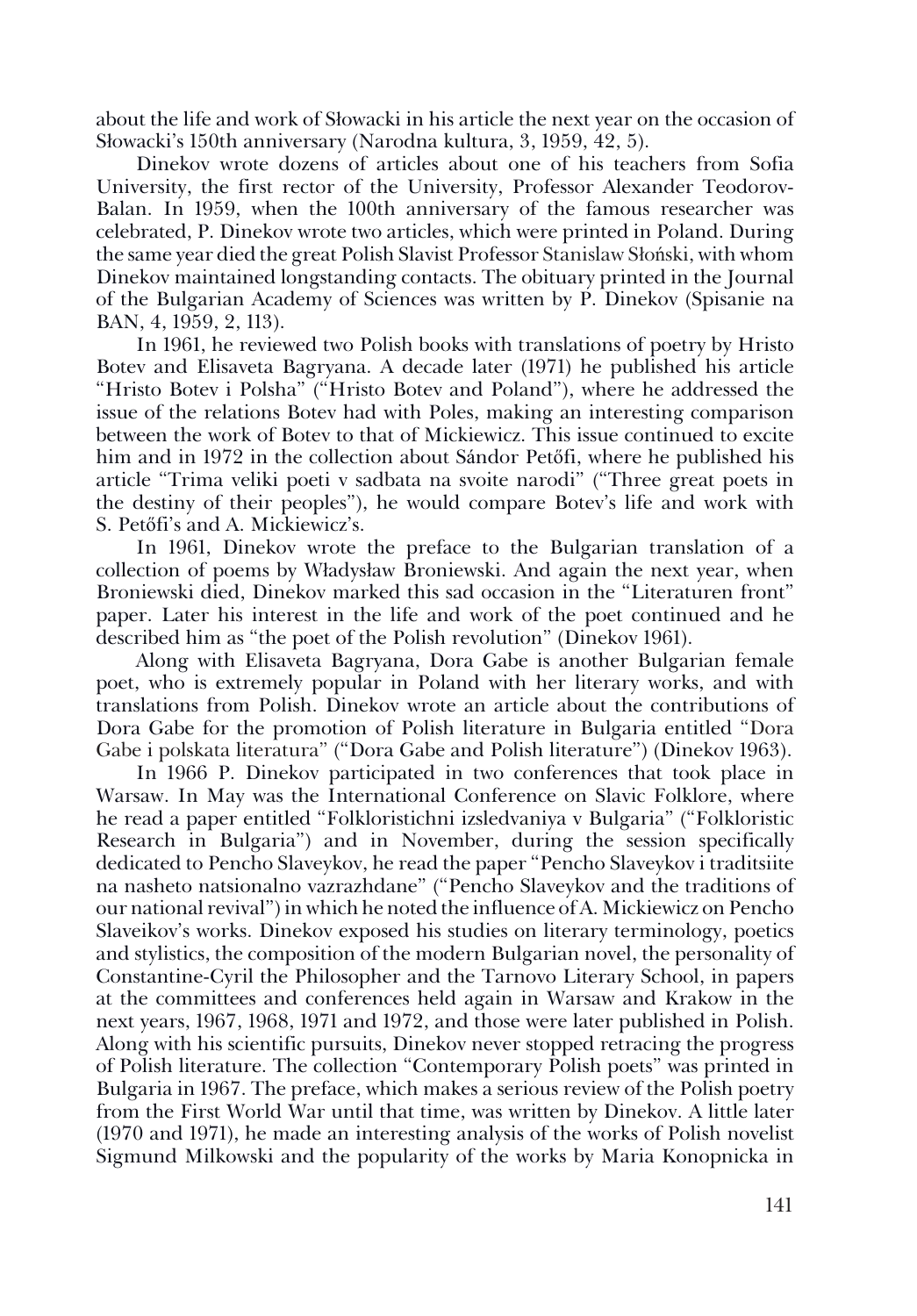about the life and work of Słowacki in his article the next year on the occasion of Słowacki's 150th anniversary (Narodna kultura, 3, 1959, 42, 5).

Dinekov wrote dozens of articles about one of his teachers from Sofia University, the first rector of the University, Professor Alexander Teodorov-Balan. In 1959, when the 100th anniversary of the famous researcher was celebrated, P. Dinekov wrote two articles, which were printed in Poland. During the same year died the great Polish Slavist Professor Stanislaw Słoński, with whom Dinekov maintained longstanding contacts. The obituary printed in the Journal of the Bulgarian Academy of Sciences was written by P. Dinekov (Spisanie na BAN, 4, 1959, 2, 113).

In 1961, he reviewed two Polish books with translations of poetry by Hristo Botev and Elisaveta Bagryana. A decade later (1971) he published his article "Hristo Botev i Polsha" ("Hristo Botev and Poland"), where he addressed the issue of the relations Botev had with Poles, making an interesting comparison between the work of Botev to that of Mickiewicz. This issue continued to excite him and in 1972 in the collection about Sándor Petőfi, where he published his article "Trima veliki poeti v sadbata na svoite narodi" ("Three great poets in the destiny of their peoples"), he would compare Botev's life and work with S. Petőfi's and A. Mickiewicz's.

In 1961, Dinekov wrote the preface to the Bulgarian translation of a collection of poems by Władysław Broniewski. And again the next year, when Broniewski died, Dinekov marked this sad occasion in the "Literaturen front" paper. Later his interest in the life and work of the poet continued and he described him as "the poet of the Polish revolution" (Dinekov 1961).

Along with Elisaveta Bagryana, Dora Gabe is another Bulgarian female poet, who is extremely popular in Poland with her literary works, and with translations from Polish. Dinekov wrote an article about the contributions of Dora Gabe for the promotion of Polish literature in Bulgaria entitled "Dora Gabe i polskata literatura" ("Dora Gabe and Polish literature") (Dinekov 1963).

In 1966 P. Dinekov participated in two conferences that took place in Warsaw. In May was the International Conference on Slavic Folklore, where he read a paper entitled "Folkloristichni izsledvaniya v Bulgaria" ("Folkloristic Research in Bulgaria") and in November, during the session specifically dedicated to Pencho Slaveykov, he read the paper "Pencho Slaveykov i traditsiite na nasheto natsionalno vazrazhdane" ("Pencho Slaveykov and the traditions of our national revival") in which he noted the influence of A. Mickiewicz on Pencho Slaveikov's works. Dinekov exposed his studies on literary terminology, poetics and stylistics, the composition of the modern Bulgarian novel, the personality of Constantine-Cyril the Philosopher and the Tarnovo Literary School, in papers at the committees and conferences held again in Warsaw and Krakow in the next years, 1967, 1968, 1971 and 1972, and those were later published in Polish. Along with his scientific pursuits, Dinekov never stopped retracing the progress of Polish literature. The collection "Contemporary Polish poets" was printed in Bulgaria in 1967. The preface, which makes a serious review of the Polish poetry from the First World War until that time, was written by Dinekov. A little later (1970 and 1971), he made an interesting analysis of the works of Polish novelist Sigmund Milkowski and the popularity of the works by Maria Konopnicka in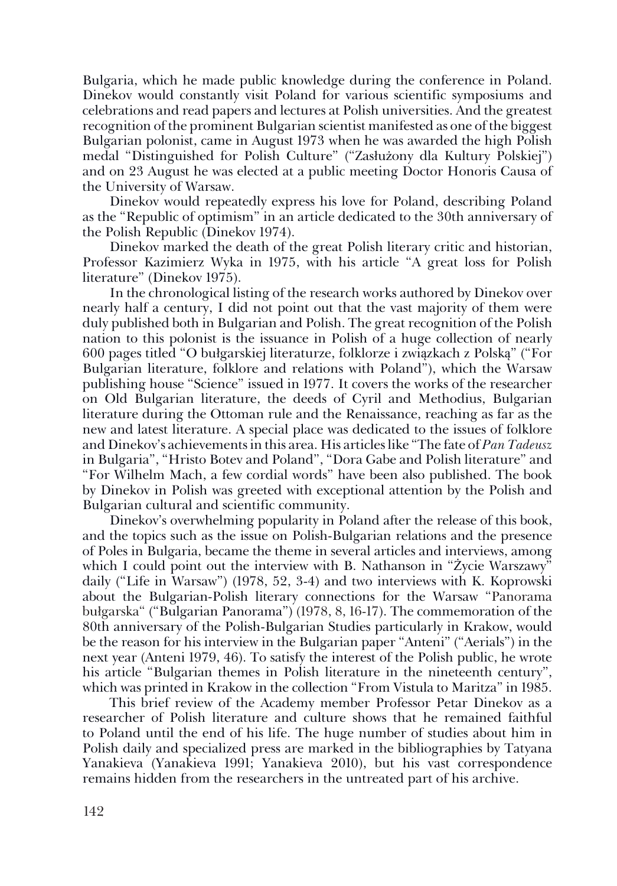Bulgaria, which he made public knowledge during the conference in Poland. Dinekov would constantly visit Poland for various scientific symposiums and celebrations and read papers and lectures at Polish universities. And the greatest recognition of the prominent Bulgarian scientist manifested as one of the biggest Bulgarian polonist, came in August 1973 when he was awarded the high Polish medal "Distinguished for Polish Culture" ("Zasłużony dla Kultury Polskiej") and on 23 August he was elected at a public meeting Doctor Honoris Causa of the University of Warsaw.

Dinekov would repeatedly express his love for Poland, describing Poland as the "Republic of optimism" in an article dedicated to the 30th anniversary of the Polish Republic (Dinekov 1974).

Dinekov marked the death of the great Polish literary critic and historian, Professor Kazimierz Wyka in 1975, with his article "A great loss for Polish literature" (Dinekov 1975).

In the chronological listing of the research works authored by Dinekov over nearly half a century, I did not point out that the vast majority of them were duly published both in Bulgarian and Polish. The great recognition of the Polish nation to this polonist is the issuance in Polish of a huge collection of nearly 600 pages titled "O bułgarskiej literaturze, folklorze i związkach z Polską" ("For Bulgarian literature, folklore and relations with Poland"), which the Warsaw publishing house "Science" issued in 1977. It covers the works of the researcher on Old Bulgarian literature, the deeds of Cyril and Methodius, Bulgarian literature during the Ottoman rule and the Renaissance, reaching as far as the new and latest literature. A special place was dedicated to the issues of folklore and Dinekov's achievements in this area. His articles like "The fate of *Pan Tadeusz* in Bulgaria", "Hristo Botev and Poland", "Dora Gabe and Polish literature" and "For Wilhelm Mach, a few cordial words" have been also published. The book by Dinekov in Polish was greeted with exceptional attention by the Polish and Bulgarian cultural and scientific community.

Dinekov's overwhelming popularity in Poland after the release of this book, and the topics such as the issue on Polish-Bulgarian relations and the presence of Poles in Bulgaria, became the theme in several articles and interviews, among which I could point out the interview with B. Nathanson in "Życie Warszawy" daily ("Life in Warsaw") (1978, 52, 3-4) and two interviews with K. Koprowski about the Bulgarian-Polish literary connections for the Warsaw "Panorama bułgarska" ("Bulgarian Panorama") (1978, 8, 16-17). The commemoration of the 80th anniversary of the Polish-Bulgarian Studies particularly in Krakow, would be the reason for his interview in the Bulgarian paper "Anteni" ("Aerials") in the next year (Anteni 1979, 46). To satisfy the interest of the Polish public, he wrote his article "Bulgarian themes in Polish literature in the nineteenth century", which was printed in Krakow in the collection "From Vistula to Maritza" in 1985.

This brief review of the Academy member Professor Petar Dinekov as a researcher of Polish literature and culture shows that he remained faithful to Poland until the end of his life. The huge number of studies about him in Polish daily and specialized press are marked in the bibliographies by Tatyana Yanakieva (Yanakieva 1991; Yanakieva 2010), but his vast correspondence remains hidden from the researchers in the untreated part of his archive.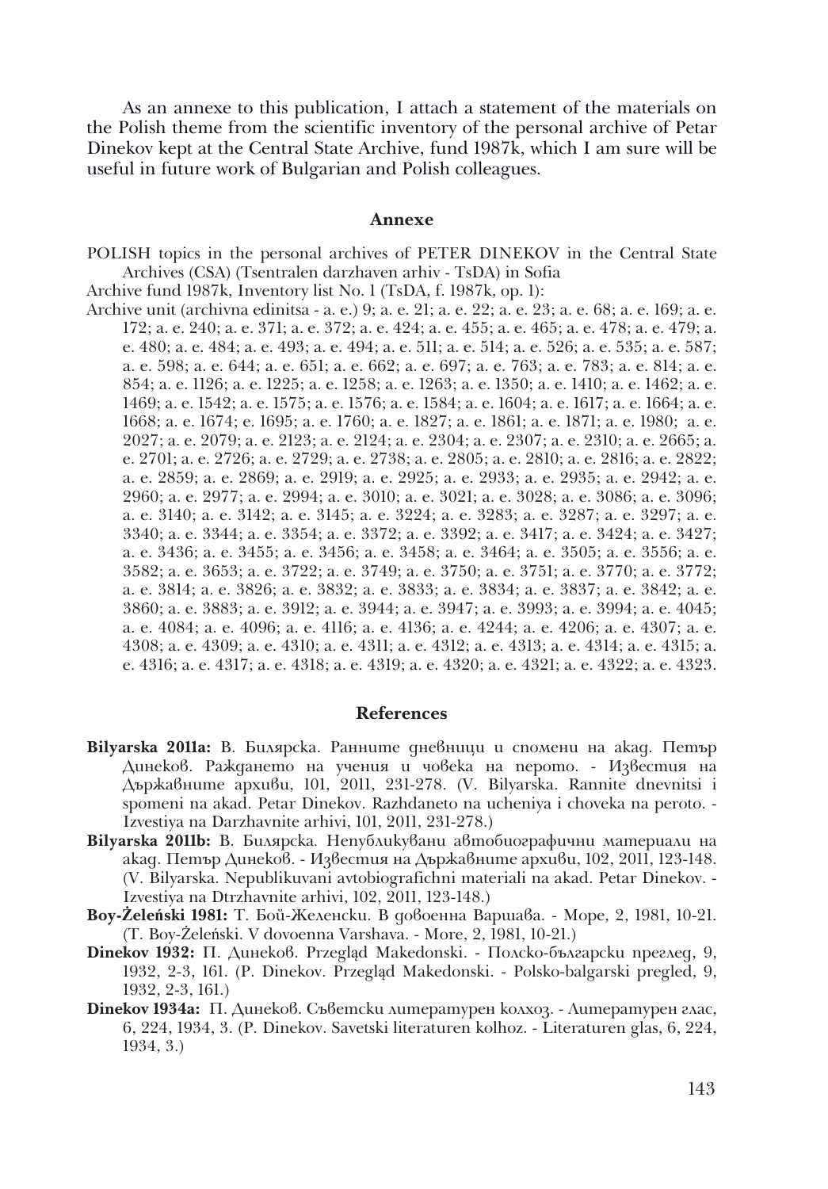As an annexe to this publication, I attach a statement of the materials on the Polish theme from the scientific inventory of the personal archive of Petar Dinekov kept at the Central State Archive, fund 1987k, which I am sure will be useful in future work of Bulgarian and Polish colleagues.

## Annexe

POLISH topics in the personal archives of PETER DINEKOV in the Central State Archives (CSA) (Tsentralen darzhaven arhiv - TsDA) in Sofia

Archive fund 1987k, Inventory list No. 1 (TsDA, f. 1987k, op. 1):

Archive unit (archivna edinitsa - a. e.) 9; a. e. 21; a. e. 22; a. e. 23; a. e. 68; a. e. 169; a. e. 172; a. e. 240; a. e. 371; a. e. 372; a. e. 424; a. e. 455; a. e. 465; a. e. 478; a. e. 479; a. e. 480; a. e. 484; a. e. 493; a. e. 494; a. e. 511; a. e. 514; a. e. 526; a. e. 535; a. e. 587; a. e. 598; a. e. 644; a. e. 651; a. e. 662; a. e. 697; a. e. 763; a. e. 783; a. e. 814; a. e. 854; a. e. 1126; a. e. 1225; a. e. 1258; a. e. 1263; a. e. 1350; a. e. 1410; a. e. 1462; a. e. 1469; a. e. 1542; a. e. 1575; a. e. 1576; a. e. 1584; a. e. 1604; a. e. 1617; a. e. 1664; a. e. 1668; a. e. 1674; e. 1695; a. e. 1760; a. e. 1827; a. e. 1861; a. e. 1871; a. e. 1980; a. e. 2027; a. e. 2079; a. e. 2123; a. e. 2124; a. e. 2304; a. e. 2307; a. e. 2310; a. e. 2665; a. e. 2701; a. e. 2726; a. e. 2729; a. e. 2738; a. e. 2805; a. e. 2810; a. e. 2816; a. e. 2822; a. e. 2859; a. e. 2869; a. e. 2919; a. e. 2925; a. e. 2933; a. e. 2935; a. e. 2942; a. e. 2960; a. e. 2977; a. e. 2994; a. e. 3010; a. e. 3021; a. e. 3028; a. e. 3086; a. e. 3096; a. e. 3140; a. e. 3142; a. e. 3145; a. e. 3224; a. e. 3283; a. e. 3287; a. e. 3297; a. e. 3340; a. e. 3344; a. e. 3354; a. e. 3372; a. e. 3392; a. e. 3417; a. e. 3424; a. e. 3427; a. e. 3436; a. e. 3455; a. e. 3456; a. e. 3458; a. e. 3464; a. e. 3505; a. e. 3556; a. e. 3582; a. e. 3653; a. e. 3722; a. e. 3749; a. e. 3750; a. e. 3751; a. e. 3770; a. e. 3772; a. e. 3814; a. e. 3826; a. e. 3832; a. e. 3833; a. e. 3834; a. e. 3837; a. e. 3842; a. e. 3860; a. e. 3883; a. e. 3912; a. e. 3944; a. e. 3947; a. e. 3993; a. e. 3994; a. e. 4045; a. e. 4084; a. e. 4096; a. e. 4116; a. e. 4136; a. e. 4244; a. e. 4206; a. e. 4307; a. e. 4308; a. e. 4309; a. e. 4310; a. e. 4311; a. e. 4312; a. e. 4313; a. e. 4314; a. e. 4315; a. e. 4316; a. e. 4317; a. e. 4318; a. e. 4319; a. e. 4320; a. e. 4321; a. e. 4322; a. e. 4323.

## References

**Bilyarska 2011a:** В. Билярска. Ранните дневници и спомени на акад. Петър Динеков. Раждането на учения и човека на перото. - Известия на Държавните архиви, 101, 2011, 231-278. (V. Bilyarska. Rannite dnevnitsi i spomeni na akad. Petar Dinekov. Razhdaneto na ucheniya i choveka na peroto. - Izvestiya na Darzhavnite arhivi, 101, 2011, 231-278.)

**Bilyarska 2011b:** В. Билярска. Непубликувани автобиографични материали на акад. Петър Динеков. - Известия на Държавните архиви, 102, 2011, 123-148. (V. Bilyarska. Nepublikuvani avtobiografichni materiali na akad. Petar Dinekov. - Izvestiya na Dtrzhavnite arhivi, 102, 2011, 123-148.)

**Boy-Żeleński 1981:** Т. Бой-Желенски. В довоенна Варшава. - Море, 2, 1981, 10-21. (T. Boy-Żeleński. V dovoenna Varshava. - More, 2, 1981, 10-21.)

**Dinekov 1932:** П. Динеков. Przegląd Makedonski. - Полско-български преглед, 9, 1932, 2-3, 161. (P. Dinekov. Przegląd Makedonski. - Polsko-balgarski pregled, 9, 1932, 2-3, 161.)

**Dinekov 1934a:** П. Динеков. Съветски литературен колхоз. - Литературен глас, 6, 224, 1934, 3. (P. Dinekov. Savetski literaturen kolhoz. - Literaturen glas, 6, 224, 1934, 3.)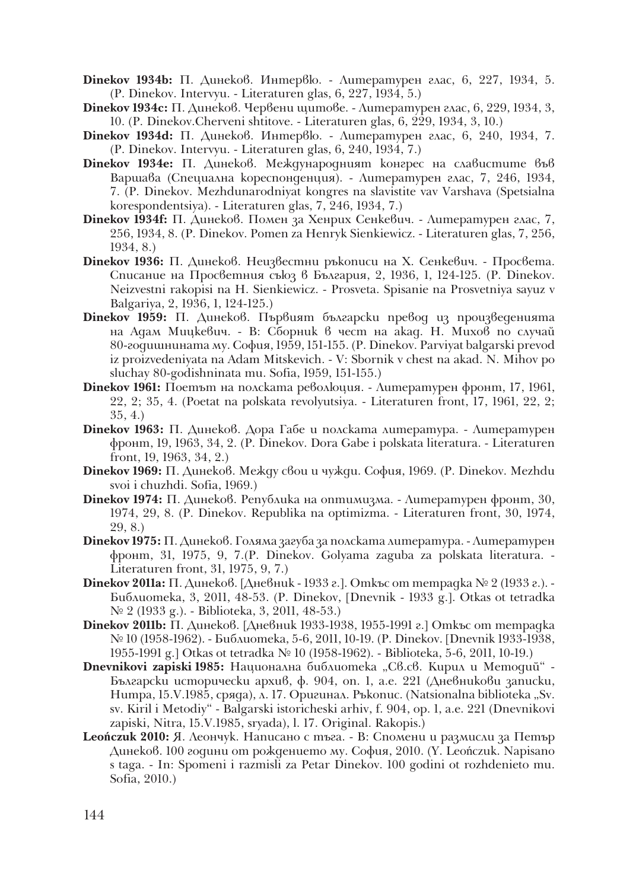**Dinekov 1934b:** П. Динеков. Интервю. - Литературен глас, 6, 227, 1934, 5. (P. Dinekov. Intervyu. - Literaturen glas, 6, 227, 1934, 5.)

**Dinekov 1934c:** П. Динеков. Червени щитове. - Литературен глас, 6, 229, 1934, 3, 10. (P. Dinekov.Cherveni shtitove. - Literaturen glas, 6, 229, 1934, 3, 10.)

**Dinekov 1934d:** П. Динеков. Интервю. - Литературен глас, 6, 240, 1934, 7. (P. Dinekov. Intervyu. - Literaturen glas, 6, 240, 1934, 7.)

**Dinekov 1934e:** П. Динеков. Международният конгрес на славистите във Варшава (Специална кореспонденция). - Литературен глас, 7, 246, 1934, 7. (P. Dinekov. Mezhdunarodniyat kongres na slavistite vav Varshava (Spetsialna korespondentsiya). - Literaturen glas, 7, 246, 1934, 7.)

**Dinekov 1934f:** П. Динеков. Помен за Хенрих Сенкевич. - Литературен глас, 7, 256, 1934, 8. (P. Dinekov. Pomen za Henryk Sienkiewicz. - Literaturen glas, 7, 256, 1934, 8.)

**Dinekov 1936:** П. Динеков. Неизвестни ръкописи на Х. Сенкевич. - Просвета. Списание на Просветния съюз в България, 2, 1936, 1, 124-125. (P. Dinekov. Neizvestni rakopisi na H. Sienkiewicz. - Prosveta. Spisanie na Prosvetniya sayuz v Balgariya, 2, 1936, 1, 124-125.)

**Dinekov 1959:** П. Динеков. Първият български превод из произведенията на Адам Мицкевич. - В: Сборник в чест на акад. Н. Михов по случай 80-годишнината му. София, 1959, 151-155. (P. Dinekov. Parviyat balgarski prevod iz proizvedeniyata na Adam Mitskevich. - V: Sbornik v chest na akad. N. Mihov po sluchay 80-godishninata mu. Sofia, 1959, 151-155.)

**Dinekov 1961:** Поетът на полската революция. - Литературен фронт, 17, 1961, 22, 2; 35, 4. (Poetat na polskata revolyutsiya. - Literaturen front, 17, 1961, 22, 2; 35, 4.)

**Dinekov 1963:** П. Динеков. Дора Габе и полската литература. - Литературен фронт, 19, 1963, 34, 2. (P. Dinekov. Dora Gabe i polskata literatura. - Literaturen front, 19, 1963, 34, 2.)

**Dinekov 1969:** П. Динеков. Между свои и чужди. София, 1969. (P. Dinekov. Mezhdu svoi i chuzhdi. Sofia, 1969.)

**Dinekov 1974:** П. Динеков. Република на оптимизма. - Литературен фронт, 30, 1974, 29, 8. (P. Dinekov. Republika na optimizma. - Literaturen front, 30, 1974, 29, 8.)

**Dinekov 1975:** П. Динеков. Голяма загуба за полската литература. - Литературен фронт, 31, 1975, 9, 7.(P. Dinekov. Golyama zaguba za polskata literatura. - Literaturen front, 31, 1975, 9, 7.)

**Dinekov 2011a:** П. Динеков. [Дневник - 1933 г.]. Откъс от тетрадка № 2 (1933 г.). - Библиотека, 3, 2011, 48-53. (P. Dinekov, [Dnevnik - 1933 g.]. Otkas ot tetradka № 2 (1933 g.). - Biblioteka, 3, 2011, 48-53.)

**Dinekov 2011b:** П. Динеков. [Дневник 1933-1938, 1955-1991 г.] Откъс от тетрадка № 10 (1958-1962). - Библиотека, 5-6, 2011, 10-19. (P. Dinekov. [Dnevnik 1933-1938, 1955-1991 g.] Otkas ot tetradka № 10 (1958-1962). - Biblioteka, 5-6, 2011, 10-19.)

**Dnevnikovi zapiski 1985:** Национална библиотека „Св.св. Кирил и Методий“ - Български исторически архив, ф. 904, оп. 1, а.е. 221 (Дневникови записки, Нитра, 15.V.1985, сряда), л. 17. Оригинал. Ръкопис. (Natsionalna biblioteka „Sv. sv. Kiril i Metodiy“ - Balgarski istoricheski arhiv, f. 904, op. 1, a.e. 221 (Dnevnikovi zapiski, Nitra, 15.V.1985, sryada), l. 17. Original. Rakopis.)

**Leończuk 2010:** Я. Леончук. Написано с тъга. - В: Спомени и размисли за Петър Динеков. 100 години от рождението му. София, 2010. (Y. Leończuk. Napisano s taga. - In: Spomeni i razmisli za Petar Dinekov. 100 godini ot rozhdenieto mu. Sofia, 2010.)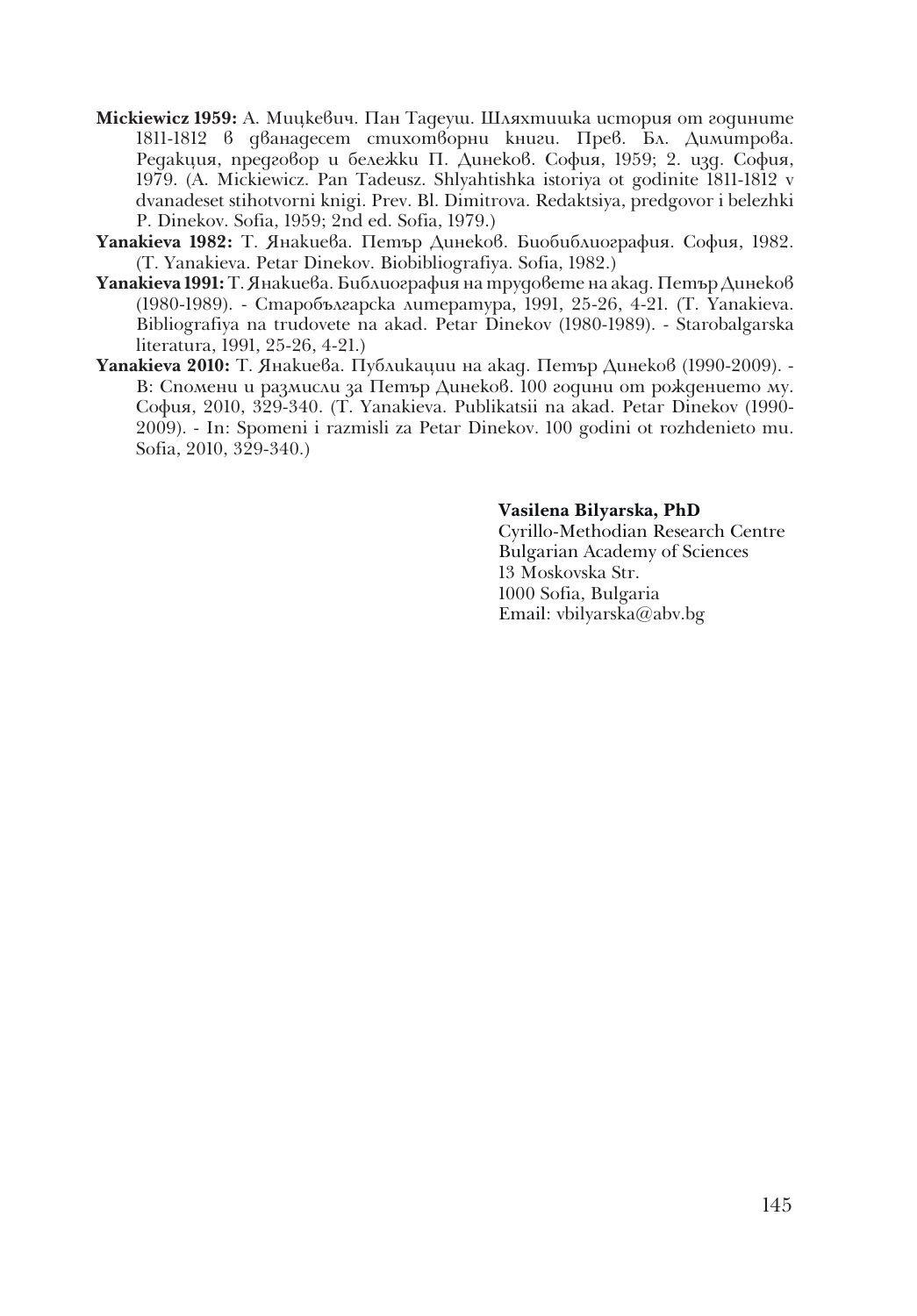**Mickiewicz 1959:** А. Мицкевич. Пан Тадеуш. Шляхтишка история от годините 1811-1812 в дванадесет стихотворни книги. Прев. Бл. Димитрова. Редакция, предговор и бележки П. Динеков. София, 1959; 2. изд. София, 1979. (A. Mickiewicz. Pan Tadeusz. Shlyahtishka istoriya ot godinite 1811-1812 v dvanadeset stihotvorni knigi. Prev. Bl. Dimitrova. Redaktsiya, predgovor i belezhki P. Dinekov. Sofia, 1959; 2nd ed. Sofia, 1979.)

**Yanakieva 1982:** Т. Янакиева. Петър Динеков. Биобиблиография. София, 1982. (T. Yanakieva. Petar Dinekov. Biobibliografiya. Sofia, 1982.)

**Yanakieva 1991:** Т. Янакиева. Библиография на трудовете на акад. Петър Динеков (1980-1989). - Старобългарска литература, 1991, 25-26, 4-21. (T. Yanakieva. Bibliografiya na trudovete na akad. Petar Dinekov (1980-1989). - Starobalgarska literatura, 1991, 25-26, 4-21.)

**Yanakieva 2010:** Т. Янакиева. Публикации на акад. Петър Динеков (1990-2009). - В: Спомени и размисли за Петър Динеков. 100 години от рождението му. София, 2010, 329-340. (T. Yanakieva. Publikatsii na akad. Petar Dinekov (1990-2009). - In: Spomeni i razmisli za Petar Dinekov. 100 godini ot rozhdenieto mu. Sofia, 2010, 329-340.)

**Vasilena Bilyarska, PhD**
Cyrillo-Methodian Research Centre
Bulgarian Academy of Sciences
13 Moskovska Str.
1000 Sofia, Bulgaria
Email: vbilyarska@abv.bg